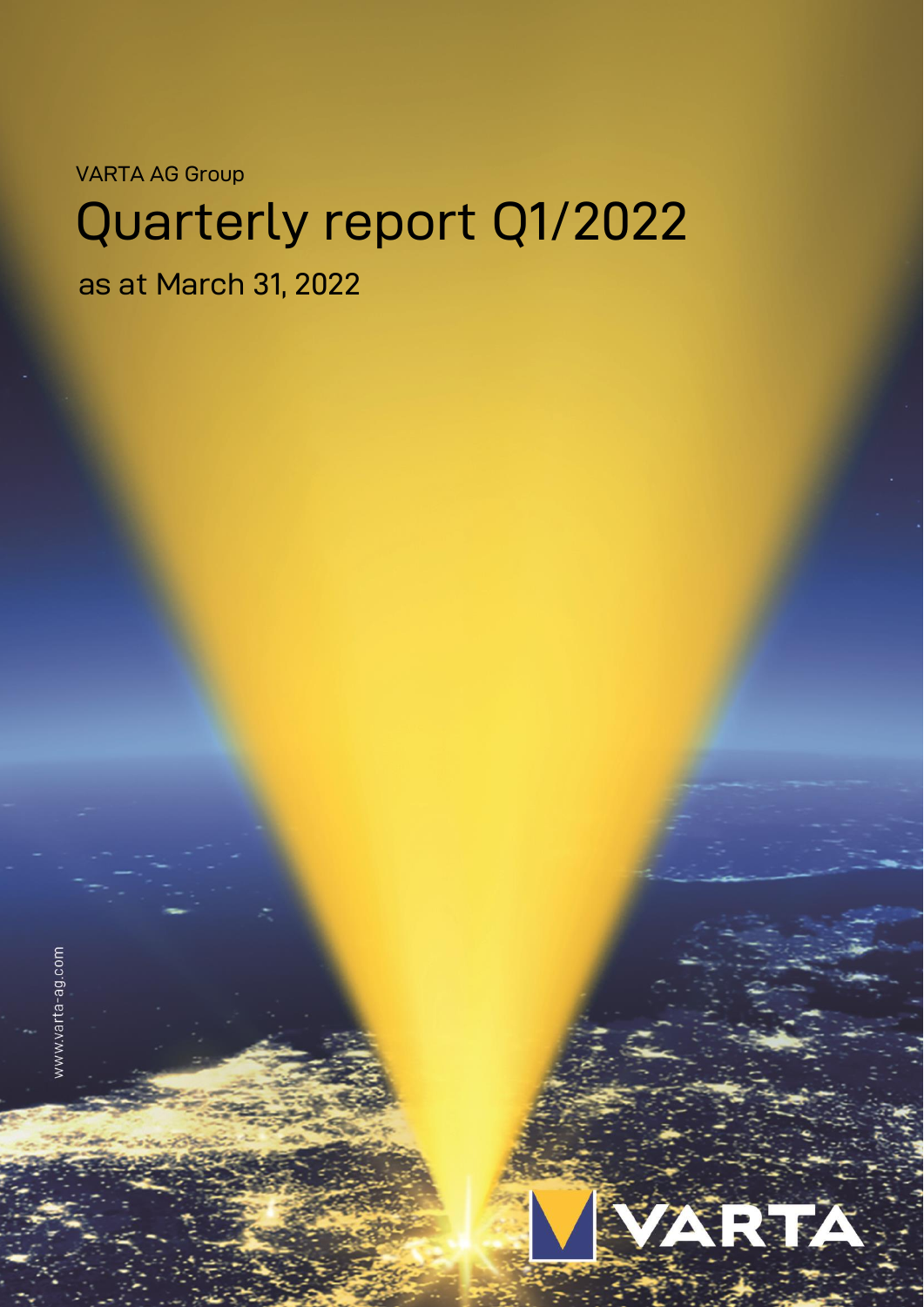VARTA AG Group

# Quarterly report Q1/2022

as at March 31, 2022

www.varta-ag.com

VARTA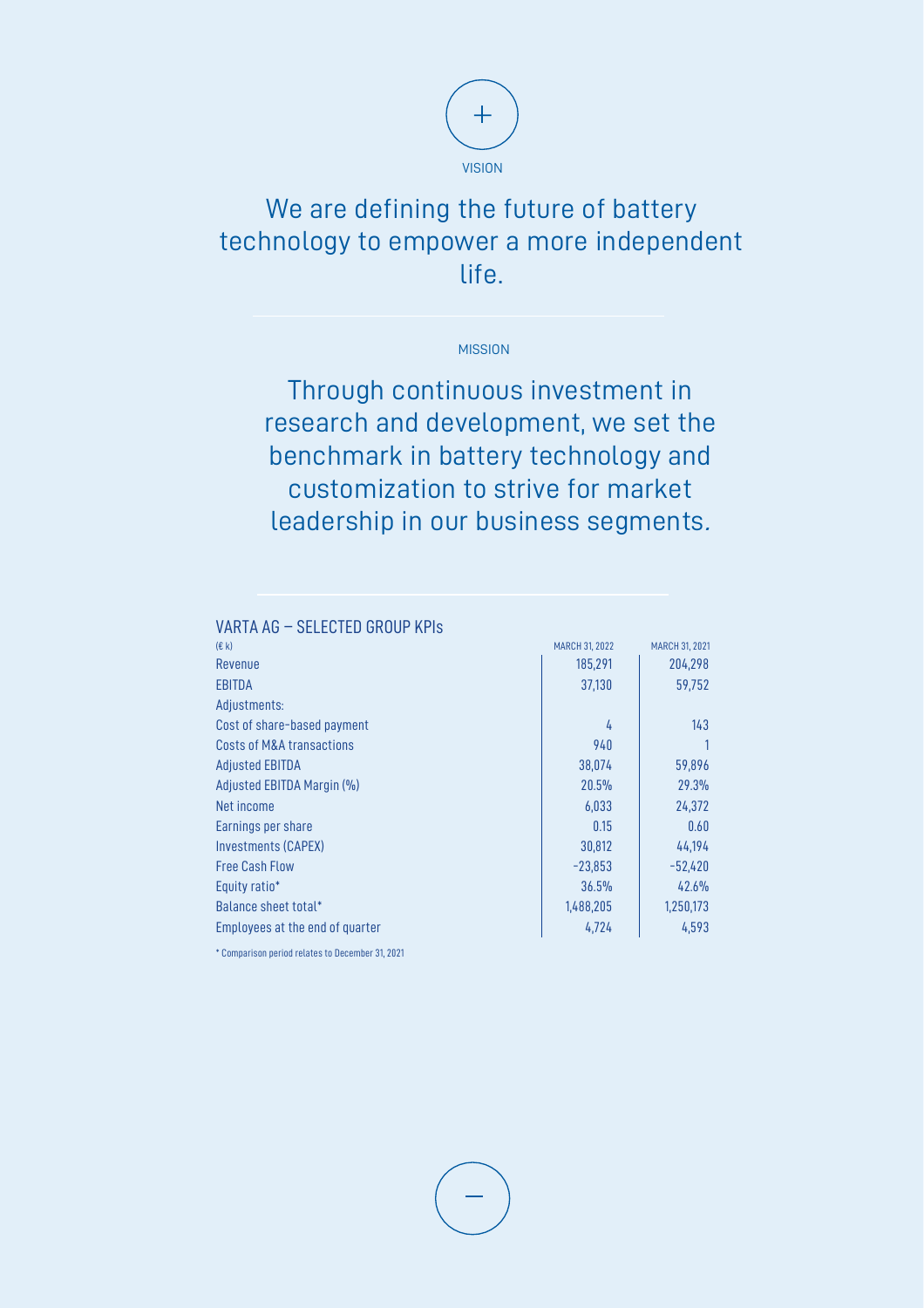VISION

## We are defining the future of battery technology to empower a more independent life.

MISSION

## Through continuous investment in research and development, we set the benchmark in battery technology and customization to strive for market leadership in our business segments.

### VARTA AG – SELECTED GROUP KPIs

| (€ k) | MARCH 31, 2022 | MARCH 31, 2021 |
|---|---|---|
| Revenue | 185,291 | 204,298 |
| EBITDA | 37,130 | 59,752 |
| Adjustments: | | |
| Cost of share-based payment | 4 | 143 |
| Costs of M&A transactions | 940 | 1 |
| Adjusted EBITDA | 38,074 | 59,896 |
| Adjusted EBITDA Margin (%) | 20.5% | 29.3% |
| Net income | 6,033 | 24,372 |
| Earnings per share | 0.15 | 0.60 |
| Investments (CAPEX) | 30,812 | 44,194 |
| Free Cash Flow | -23,853 | -52,420 |
| Equity ratio* | 36.5% | 42.6% |
| Balance sheet total* | 1,488,205 | 1,250,173 |
| Employees at the end of quarter | 4,724 | 4,593 |

* Comparison period relates to December 31, 2021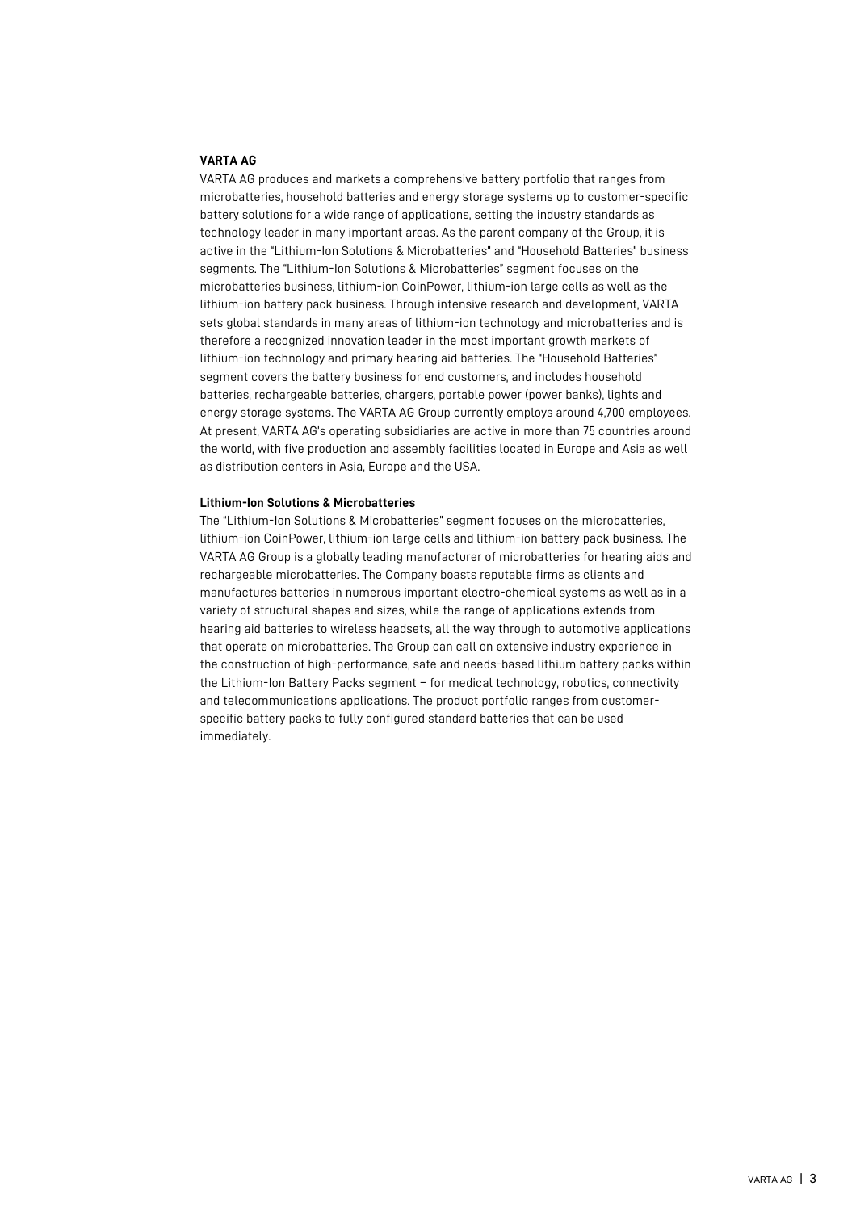**VARTA AG**

VARTA AG produces and markets a comprehensive battery portfolio that ranges from microbatteries, household batteries and energy storage systems up to customer-specific battery solutions for a wide range of applications, setting the industry standards as technology leader in many important areas. As the parent company of the Group, it is active in the "Lithium-Ion Solutions & Microbatteries" and "Household Batteries" business segments. The "Lithium-Ion Solutions & Microbatteries" segment focuses on the microbatteries business, lithium-ion CoinPower, lithium-ion large cells as well as the lithium-ion battery pack business. Through intensive research and development, VARTA sets global standards in many areas of lithium-ion technology and microbatteries and is therefore a recognized innovation leader in the most important growth markets of lithium-ion technology and primary hearing aid batteries. The "Household Batteries" segment covers the battery business for end customers, and includes household batteries, rechargeable batteries, chargers, portable power (power banks), lights and energy storage systems. The VARTA AG Group currently employs around 4,700 employees. At present, VARTA AG's operating subsidiaries are active in more than 75 countries around the world, with five production and assembly facilities located in Europe and Asia as well as distribution centers in Asia, Europe and the USA.

**Lithium-Ion Solutions & Microbatteries**

The "Lithium-Ion Solutions & Microbatteries" segment focuses on the microbatteries, lithium-ion CoinPower, lithium-ion large cells and lithium-ion battery pack business. The VARTA AG Group is a globally leading manufacturer of microbatteries for hearing aids and rechargeable microbatteries. The Company boasts reputable firms as clients and manufactures batteries in numerous important electro-chemical systems as well as in a variety of structural shapes and sizes, while the range of applications extends from hearing aid batteries to wireless headsets, all the way through to automotive applications that operate on microbatteries. The Group can call on extensive industry experience in the construction of high-performance, safe and needs-based lithium battery packs within the Lithium-Ion Battery Packs segment – for medical technology, robotics, connectivity and telecommunications applications. The product portfolio ranges from customer-specific battery packs to fully configured standard batteries that can be used immediately.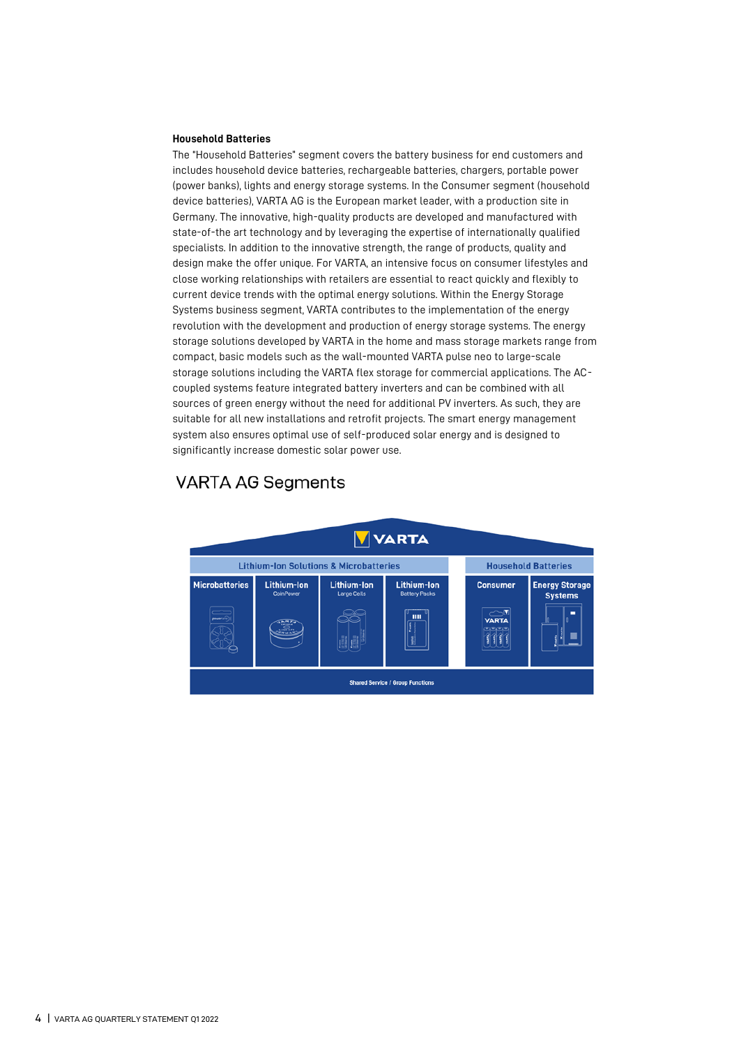**Household Batteries**

The "Household Batteries" segment covers the battery business for end customers and includes household device batteries, rechargeable batteries, chargers, portable power (power banks), lights and energy storage systems. In the Consumer segment (household device batteries), VARTA AG is the European market leader, with a production site in Germany. The innovative, high-quality products are developed and manufactured with state-of-the art technology and by leveraging the expertise of internationally qualified specialists. In addition to the innovative strength, the range of products, quality and design make the offer unique. For VARTA, an intensive focus on consumer lifestyles and close working relationships with retailers are essential to react quickly and flexibly to current device trends with the optimal energy solutions. Within the Energy Storage Systems business segment, VARTA contributes to the implementation of the energy revolution with the development and production of energy storage systems. The energy storage solutions developed by VARTA in the home and mass storage markets range from compact, basic models such as the wall-mounted VARTA pulse neo to large-scale storage solutions including the VARTA flex storage for commercial applications. The AC-coupled systems feature integrated battery inverters and can be combined with all sources of green energy without the need for additional PV inverters. As such, they are suitable for all new installations and retrofit projects. The smart energy management system also ensures optimal use of self-produced solar energy and is designed to significantly increase domestic solar power use.

## VARTA AG Segments

VARTA

| Lithium-Ion Solutions & Microbatteries | | | | Household Batteries | |
|---|---|---|---|---|---|
| Microbatteries | Lithium-Ion CoinPower | Lithium-Ion Large Cells | Lithium-Ion Battery Packs | Consumer | Energy Storage Systems |

Shared Service / Group Functions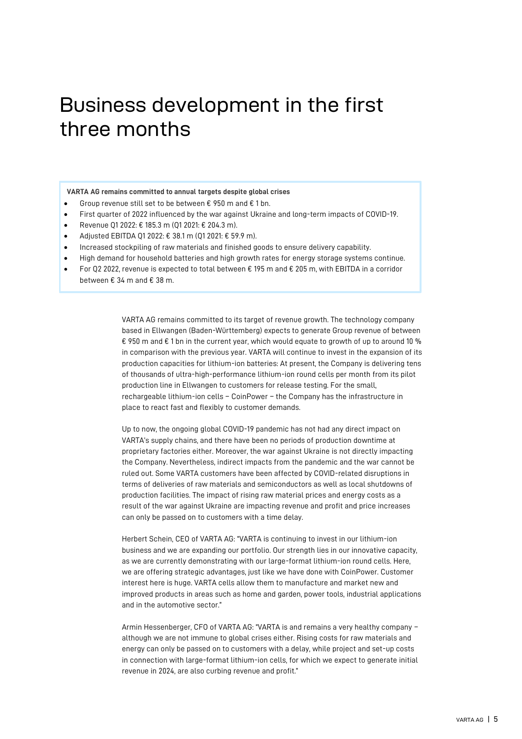# Business development in the first three months

**VARTA AG remains committed to annual targets despite global crises**

- Group revenue still set to be between € 950 m and € 1 bn.
- First quarter of 2022 influenced by the war against Ukraine and long-term impacts of COVID-19.
- Revenue Q1 2022: € 185.3 m (Q1 2021: € 204.3 m).
- Adjusted EBITDA Q1 2022: € 38.1 m (Q1 2021: € 59.9 m).
- Increased stockpiling of raw materials and finished goods to ensure delivery capability.
- High demand for household batteries and high growth rates for energy storage systems continue.
- For Q2 2022, revenue is expected to total between € 195 m and € 205 m, with EBITDA in a corridor between € 34 m and € 38 m.

VARTA AG remains committed to its target of revenue growth. The technology company based in Ellwangen (Baden-Württemberg) expects to generate Group revenue of between € 950 m and € 1 bn in the current year, which would equate to growth of up to around 10 % in comparison with the previous year. VARTA will continue to invest in the expansion of its production capacities for lithium-ion batteries: At present, the Company is delivering tens of thousands of ultra-high-performance lithium-ion round cells per month from its pilot production line in Ellwangen to customers for release testing. For the small, rechargeable lithium-ion cells – CoinPower – the Company has the infrastructure in place to react fast and flexibly to customer demands.

Up to now, the ongoing global COVID-19 pandemic has not had any direct impact on VARTA's supply chains, and there have been no periods of production downtime at proprietary factories either. Moreover, the war against Ukraine is not directly impacting the Company. Nevertheless, indirect impacts from the pandemic and the war cannot be ruled out. Some VARTA customers have been affected by COVID-related disruptions in terms of deliveries of raw materials and semiconductors as well as local shutdowns of production facilities. The impact of rising raw material prices and energy costs as a result of the war against Ukraine are impacting revenue and profit and price increases can only be passed on to customers with a time delay.

Herbert Schein, CEO of VARTA AG: "VARTA is continuing to invest in our lithium-ion business and we are expanding our portfolio. Our strength lies in our innovative capacity, as we are currently demonstrating with our large-format lithium-ion round cells. Here, we are offering strategic advantages, just like we have done with CoinPower. Customer interest here is huge. VARTA cells allow them to manufacture and market new and improved products in areas such as home and garden, power tools, industrial applications and in the automotive sector."

Armin Hessenberger, CFO of VARTA AG: "VARTA is and remains a very healthy company – although we are not immune to global crises either. Rising costs for raw materials and energy can only be passed on to customers with a delay, while project and set-up costs in connection with large-format lithium-ion cells, for which we expect to generate initial revenue in 2024, are also curbing revenue and profit."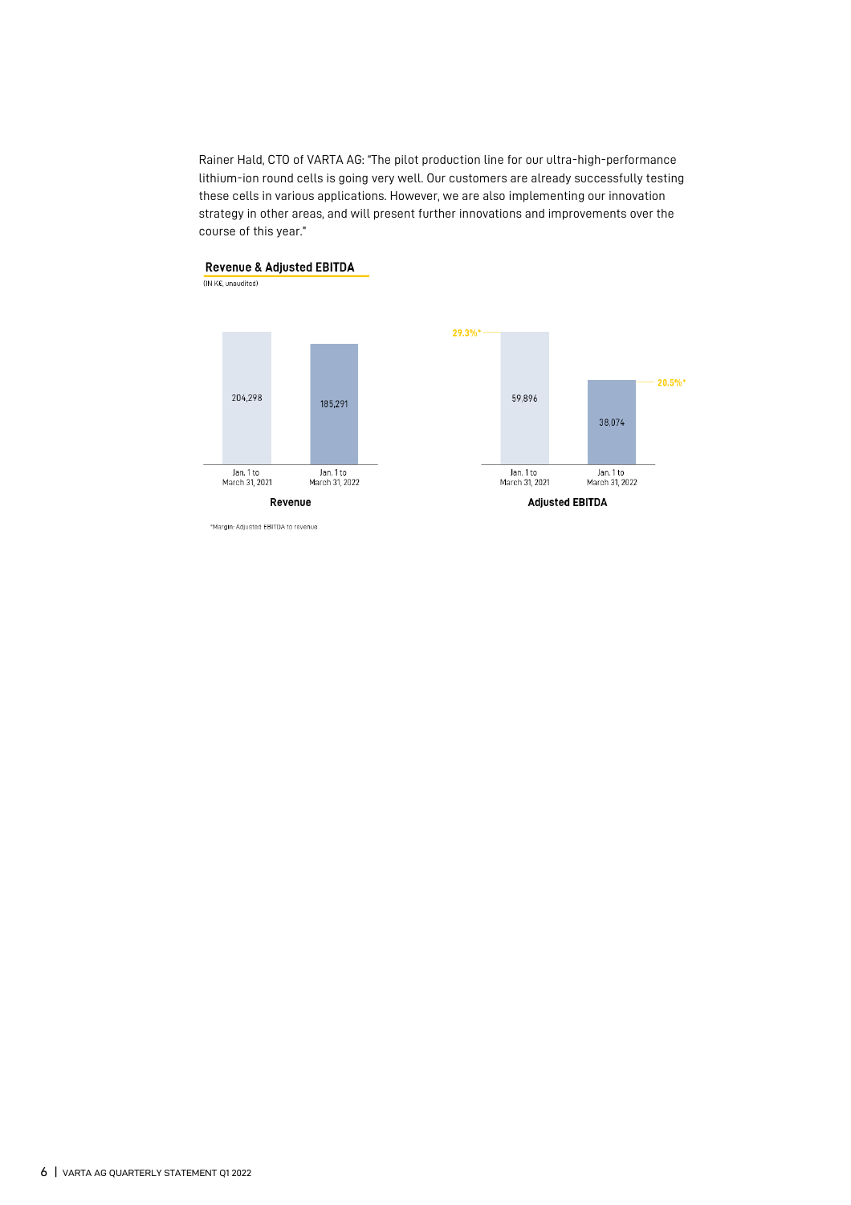Rainer Hald, CTO of VARTA AG: "The pilot production line for our ultra-high-performance lithium-ion round cells is going very well. Our customers are already successfully testing these cells in various applications. However, we are also implementing our innovation strategy in other areas, and will present further innovations and improvements over the course of this year."

## Revenue & Adjusted EBITDA

(IN K€, unaudited)

**Revenue**

| | Jan. 1 to March 31, 2021 | Jan. 1 to March 31, 2022 |
|---|---|---|
| Revenue | 204,298 | 185,291 |

**Adjusted EBITDA**

| | Jan. 1 to March 31, 2021 | Jan. 1 to March 31, 2022 |
|---|---|---|
| Adjusted EBITDA | 59,896 | 38,074 |
| Margin* | 29.3%* | 20.5%* |

*Margin: Adjusted EBITDA to revenue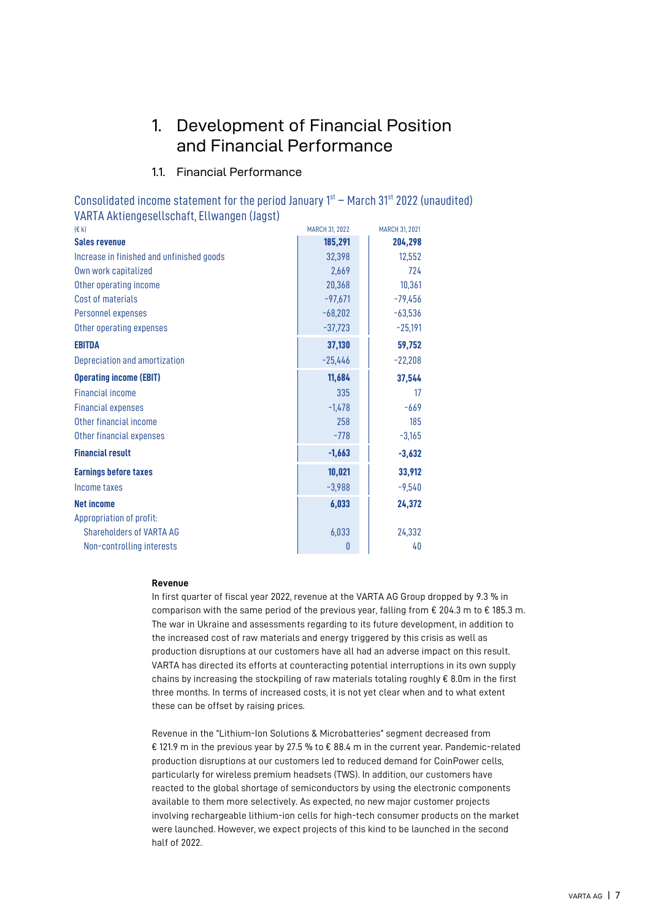# 1. Development of Financial Position and Financial Performance

## 1.1. Financial Performance

### Consolidated income statement for the period January 1st – March 31st 2022 (unaudited)
### VARTA Aktiengesellschaft, Ellwangen (Jagst)

| (€ k) | MARCH 31, 2022 | MARCH 31, 2021 |
|---|---|---|
| **Sales revenue** | **185,291** | **204,298** |
| Increase in finished and unfinished goods | 32,398 | 12,552 |
| Own work capitalized | 2,669 | 724 |
| Other operating income | 20,368 | 10,361 |
| Cost of materials | -97,671 | -79,456 |
| Personnel expenses | -68,202 | -63,536 |
| Other operating expenses | -37,723 | -25,191 |
| **EBITDA** | **37,130** | **59,752** |
| Depreciation and amortization | -25,446 | -22,208 |
| **Operating income (EBIT)** | **11,684** | **37,544** |
| Financial income | 335 | 17 |
| Financial expenses | -1,478 | -669 |
| Other financial income | 258 | 185 |
| Other financial expenses | -778 | -3,165 |
| **Financial result** | **-1,663** | **-3,632** |
| **Earnings before taxes** | **10,021** | **33,912** |
| Income taxes | -3,988 | -9,540 |
| **Net income** | **6,033** | **24,372** |
| Appropriation of profit: | | |
| Shareholders of VARTA AG | 6,033 | 24,332 |
| Non-controlling interests | 0 | 40 |

**Revenue**

In first quarter of fiscal year 2022, revenue at the VARTA AG Group dropped by 9.3 % in comparison with the same period of the previous year, falling from € 204.3 m to € 185.3 m. The war in Ukraine and assessments regarding to its future development, in addition to the increased cost of raw materials and energy triggered by this crisis as well as production disruptions at our customers have all had an adverse impact on this result. VARTA has directed its efforts at counteracting potential interruptions in its own supply chains by increasing the stockpiling of raw materials totaling roughly € 8.0m in the first three months. In terms of increased costs, it is not yet clear when and to what extent these can be offset by raising prices.

Revenue in the "Lithium-Ion Solutions & Microbatteries" segment decreased from € 121.9 m in the previous year by 27.5 % to € 88.4 m in the current year. Pandemic-related production disruptions at our customers led to reduced demand for CoinPower cells, particularly for wireless premium headsets (TWS). In addition, our customers have reacted to the global shortage of semiconductors by using the electronic components available to them more selectively. As expected, no new major customer projects involving rechargeable lithium-ion cells for high-tech consumer products on the market were launched. However, we expect projects of this kind to be launched in the second half of 2022.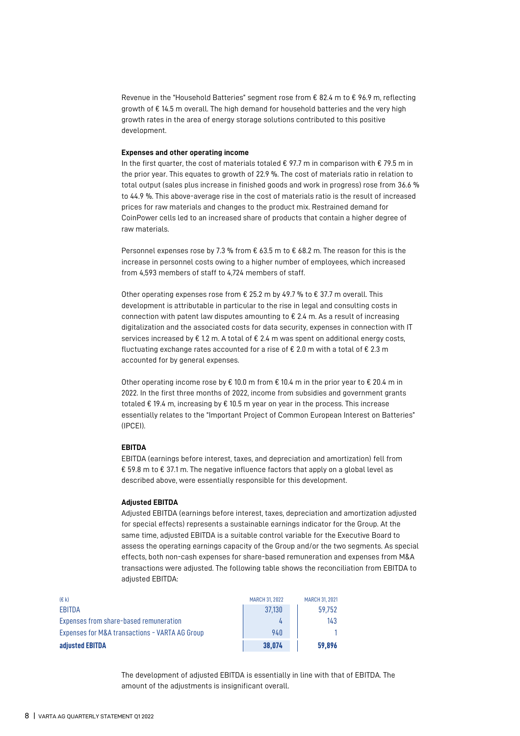Revenue in the "Household Batteries" segment rose from € 82.4 m to € 96.9 m, reflecting growth of € 14.5 m overall. The high demand for household batteries and the very high growth rates in the area of energy storage solutions contributed to this positive development.

**Expenses and other operating income**

In the first quarter, the cost of materials totaled € 97.7 m in comparison with € 79.5 m in the prior year. This equates to growth of 22.9 %. The cost of materials ratio in relation to total output (sales plus increase in finished goods and work in progress) rose from 36.6 % to 44.9 %. This above-average rise in the cost of materials ratio is the result of increased prices for raw materials and changes to the product mix. Restrained demand for CoinPower cells led to an increased share of products that contain a higher degree of raw materials.

Personnel expenses rose by 7.3 % from € 63.5 m to € 68.2 m. The reason for this is the increase in personnel costs owing to a higher number of employees, which increased from 4,593 members of staff to 4,724 members of staff.

Other operating expenses rose from € 25.2 m by 49.7 % to € 37.7 m overall. This development is attributable in particular to the rise in legal and consulting costs in connection with patent law disputes amounting to € 2.4 m. As a result of increasing digitalization and the associated costs for data security, expenses in connection with IT services increased by € 1.2 m. A total of € 2.4 m was spent on additional energy costs, fluctuating exchange rates accounted for a rise of € 2.0 m with a total of € 2.3 m accounted for by general expenses.

Other operating income rose by € 10.0 m from € 10.4 m in the prior year to € 20.4 m in 2022. In the first three months of 2022, income from subsidies and government grants totaled € 19.4 m, increasing by € 10.5 m year on year in the process. This increase essentially relates to the "Important Project of Common European Interest on Batteries" (IPCEI).

**EBITDA**

EBITDA (earnings before interest, taxes, and depreciation and amortization) fell from € 59.8 m to € 37.1 m. The negative influence factors that apply on a global level as described above, were essentially responsible for this development.

**Adjusted EBITDA**

Adjusted EBITDA (earnings before interest, taxes, depreciation and amortization adjusted for special effects) represents a sustainable earnings indicator for the Group. At the same time, adjusted EBITDA is a suitable control variable for the Executive Board to assess the operating earnings capacity of the Group and/or the two segments. As special effects, both non-cash expenses for share-based remuneration and expenses from M&A transactions were adjusted. The following table shows the reconciliation from EBITDA to adjusted EBITDA:

| (€ k) | MARCH 31, 2022 | MARCH 31, 2021 |
|---|---|---|
| EBITDA | 37,130 | 59,752 |
| Expenses from share-based remuneration | 4 | 143 |
| Expenses for M&A transactions - VARTA AG Group | 940 | 1 |
| **adjusted EBITDA** | **38,074** | **59,896** |

The development of adjusted EBITDA is essentially in line with that of EBITDA. The amount of the adjustments is insignificant overall.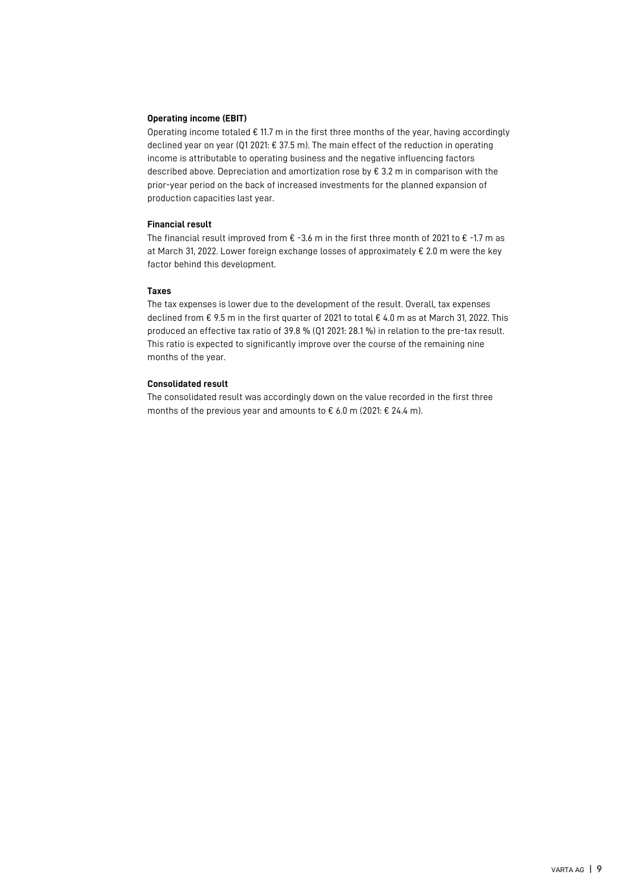**Operating income (EBIT)**

Operating income totaled € 11.7 m in the first three months of the year, having accordingly declined year on year (Q1 2021: € 37.5 m). The main effect of the reduction in operating income is attributable to operating business and the negative influencing factors described above. Depreciation and amortization rose by € 3.2 m in comparison with the prior-year period on the back of increased investments for the planned expansion of production capacities last year.

**Financial result**

The financial result improved from € -3.6 m in the first three month of 2021 to € -1.7 m as at March 31, 2022. Lower foreign exchange losses of approximately € 2.0 m were the key factor behind this development.

**Taxes**

The tax expenses is lower due to the development of the result. Overall, tax expenses declined from € 9.5 m in the first quarter of 2021 to total € 4.0 m as at March 31, 2022. This produced an effective tax ratio of 39.8 % (Q1 2021: 28.1 %) in relation to the pre-tax result. This ratio is expected to significantly improve over the course of the remaining nine months of the year.

**Consolidated result**

The consolidated result was accordingly down on the value recorded in the first three months of the previous year and amounts to € 6.0 m (2021: € 24.4 m).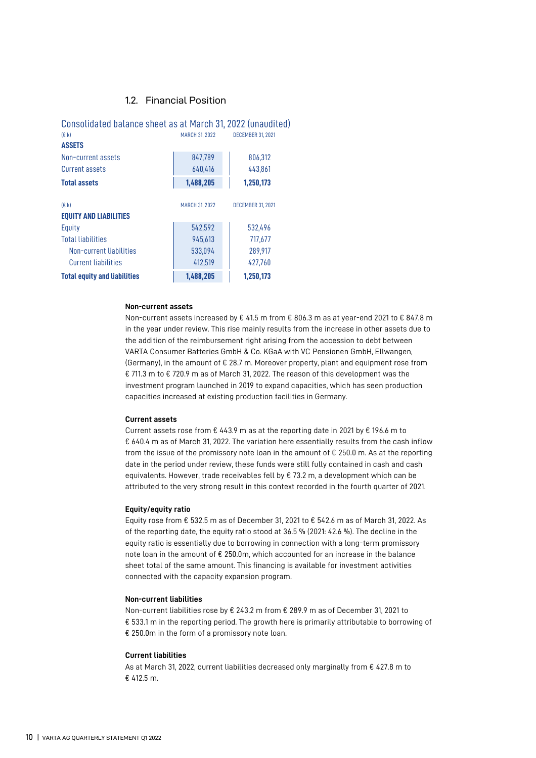## 1.2. Financial Position

### Consolidated balance sheet as at March 31, 2022 (unaudited)

| (€ k) | MARCH 31, 2022 | DECEMBER 31, 2021 |
|---|---|---|
| **ASSETS** | | |
| Non-current assets | 847,789 | 806,312 |
| Current assets | 640,416 | 443,861 |
| **Total assets** | **1,488,205** | **1,250,173** |

| (€ k) | MARCH 31, 2022 | DECEMBER 31, 2021 |
|---|---|---|
| **EQUITY AND LIABILITIES** | | |
| Equity | 542,592 | 532,496 |
| Total liabilities | 945,613 | 717,677 |
| Non-current liabilities | 533,094 | 289,917 |
| Current liabilities | 412,519 | 427,760 |
| **Total equity and liabilities** | **1,488,205** | **1,250,173** |

**Non-current assets**

Non-current assets increased by € 41.5 m from € 806.3 m as at year-end 2021 to € 847.8 m in the year under review. This rise mainly results from the increase in other assets due to the addition of the reimbursement right arising from the accession to debt between VARTA Consumer Batteries GmbH & Co. KGaA with VC Pensionen GmbH, Ellwangen, (Germany), in the amount of € 28.7 m. Moreover property, plant and equipment rose from € 711.3 m to € 720.9 m as of March 31, 2022. The reason of this development was the investment program launched in 2019 to expand capacities, which has seen production capacities increased at existing production facilities in Germany.

**Current assets**

Current assets rose from € 443.9 m as at the reporting date in 2021 by € 196.6 m to € 640.4 m as of March 31, 2022. The variation here essentially results from the cash inflow from the issue of the promissory note loan in the amount of € 250.0 m. As at the reporting date in the period under review, these funds were still fully contained in cash and cash equivalents. However, trade receivables fell by € 73.2 m, a development which can be attributed to the very strong result in this context recorded in the fourth quarter of 2021.

**Equity/equity ratio**

Equity rose from € 532.5 m as of December 31, 2021 to € 542.6 m as of March 31, 2022. As of the reporting date, the equity ratio stood at 36.5 % (2021: 42.6 %). The decline in the equity ratio is essentially due to borrowing in connection with a long-term promissory note loan in the amount of € 250.0m, which accounted for an increase in the balance sheet total of the same amount. This financing is available for investment activities connected with the capacity expansion program.

**Non-current liabilities**

Non-current liabilities rose by € 243.2 m from € 289.9 m as of December 31, 2021 to € 533.1 m in the reporting period. The growth here is primarily attributable to borrowing of € 250.0m in the form of a promissory note loan.

**Current liabilities**

As at March 31, 2022, current liabilities decreased only marginally from € 427.8 m to € 412.5 m.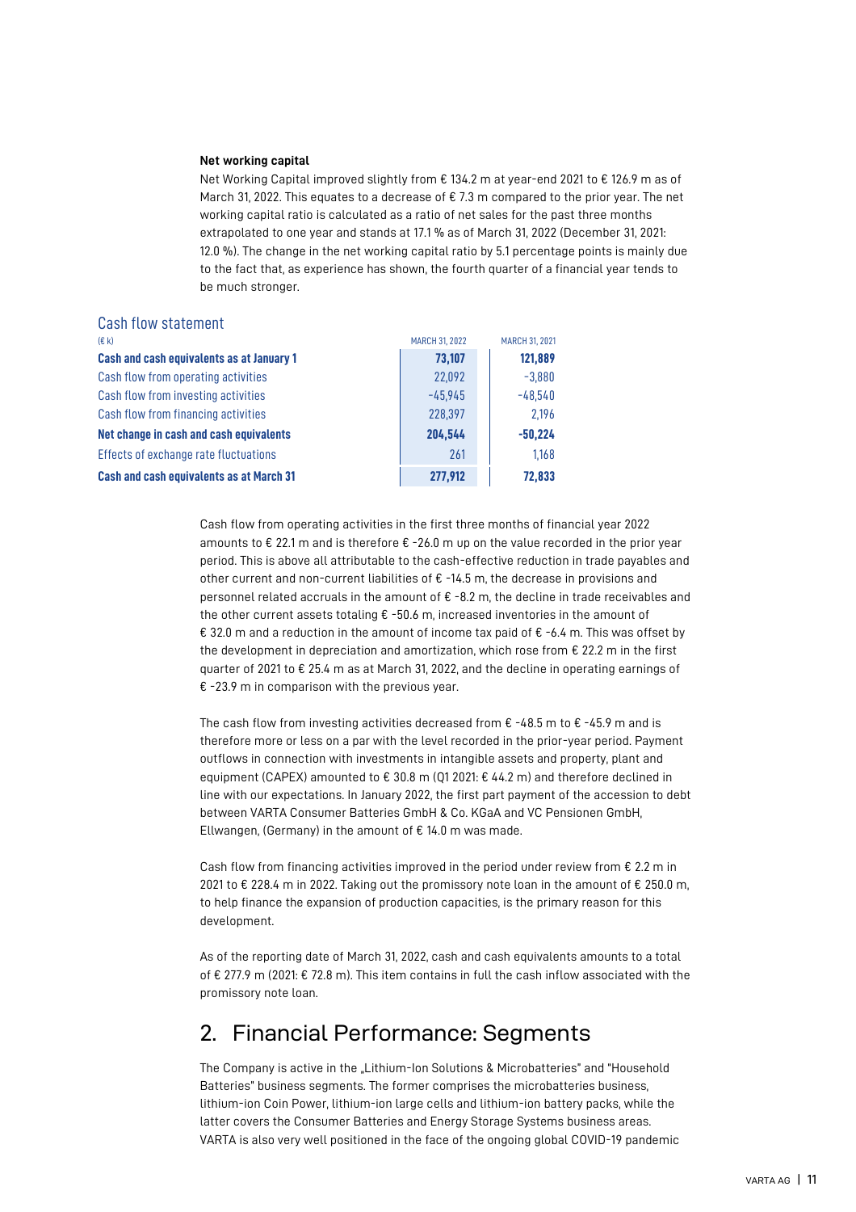**Net working capital**

Net Working Capital improved slightly from € 134.2 m at year-end 2021 to € 126.9 m as of March 31, 2022. This equates to a decrease of € 7.3 m compared to the prior year. The net working capital ratio is calculated as a ratio of net sales for the past three months extrapolated to one year and stands at 17.1 % as of March 31, 2022 (December 31, 2021: 12.0 %). The change in the net working capital ratio by 5.1 percentage points is mainly due to the fact that, as experience has shown, the fourth quarter of a financial year tends to be much stronger.

## Cash flow statement

| (€ k) | MARCH 31, 2022 | MARCH 31, 2021 |
|---|---|---|
| **Cash and cash equivalents as at January 1** | **73,107** | **121,889** |
| Cash flow from operating activities | 22,092 | -3,880 |
| Cash flow from investing activities | -45,945 | -48,540 |
| Cash flow from financing activities | 228,397 | 2,196 |
| **Net change in cash and cash equivalents** | **204,544** | **-50,224** |
| Effects of exchange rate fluctuations | 261 | 1,168 |
| **Cash and cash equivalents as at March 31** | **277,912** | **72,833** |

Cash flow from operating activities in the first three months of financial year 2022 amounts to € 22.1 m and is therefore € -26.0 m up on the value recorded in the prior year period. This is above all attributable to the cash-effective reduction in trade payables and other current and non-current liabilities of € -14.5 m, the decrease in provisions and personnel related accruals in the amount of € -8.2 m, the decline in trade receivables and the other current assets totaling € -50.6 m, increased inventories in the amount of € 32.0 m and a reduction in the amount of income tax paid of € -6.4 m. This was offset by the development in depreciation and amortization, which rose from € 22.2 m in the first quarter of 2021 to € 25.4 m as at March 31, 2022, and the decline in operating earnings of € -23.9 m in comparison with the previous year.

The cash flow from investing activities decreased from € -48.5 m to € -45.9 m and is therefore more or less on a par with the level recorded in the prior-year period. Payment outflows in connection with investments in intangible assets and property, plant and equipment (CAPEX) amounted to € 30.8 m (Q1 2021: € 44.2 m) and therefore declined in line with our expectations. In January 2022, the first part payment of the accession to debt between VARTA Consumer Batteries GmbH & Co. KGaA and VC Pensionen GmbH, Ellwangen, (Germany) in the amount of € 14.0 m was made.

Cash flow from financing activities improved in the period under review from € 2.2 m in 2021 to € 228.4 m in 2022. Taking out the promissory note loan in the amount of € 250.0 m, to help finance the expansion of production capacities, is the primary reason for this development.

As of the reporting date of March 31, 2022, cash and cash equivalents amounts to a total of € 277.9 m (2021: € 72.8 m). This item contains in full the cash inflow associated with the promissory note loan.

# 2. Financial Performance: Segments

The Company is active in the „Lithium-Ion Solutions & Microbatteries" and "Household Batteries" business segments. The former comprises the microbatteries business, lithium-ion Coin Power, lithium-ion large cells and lithium-ion battery packs, while the latter covers the Consumer Batteries and Energy Storage Systems business areas. VARTA is also very well positioned in the face of the ongoing global COVID-19 pandemic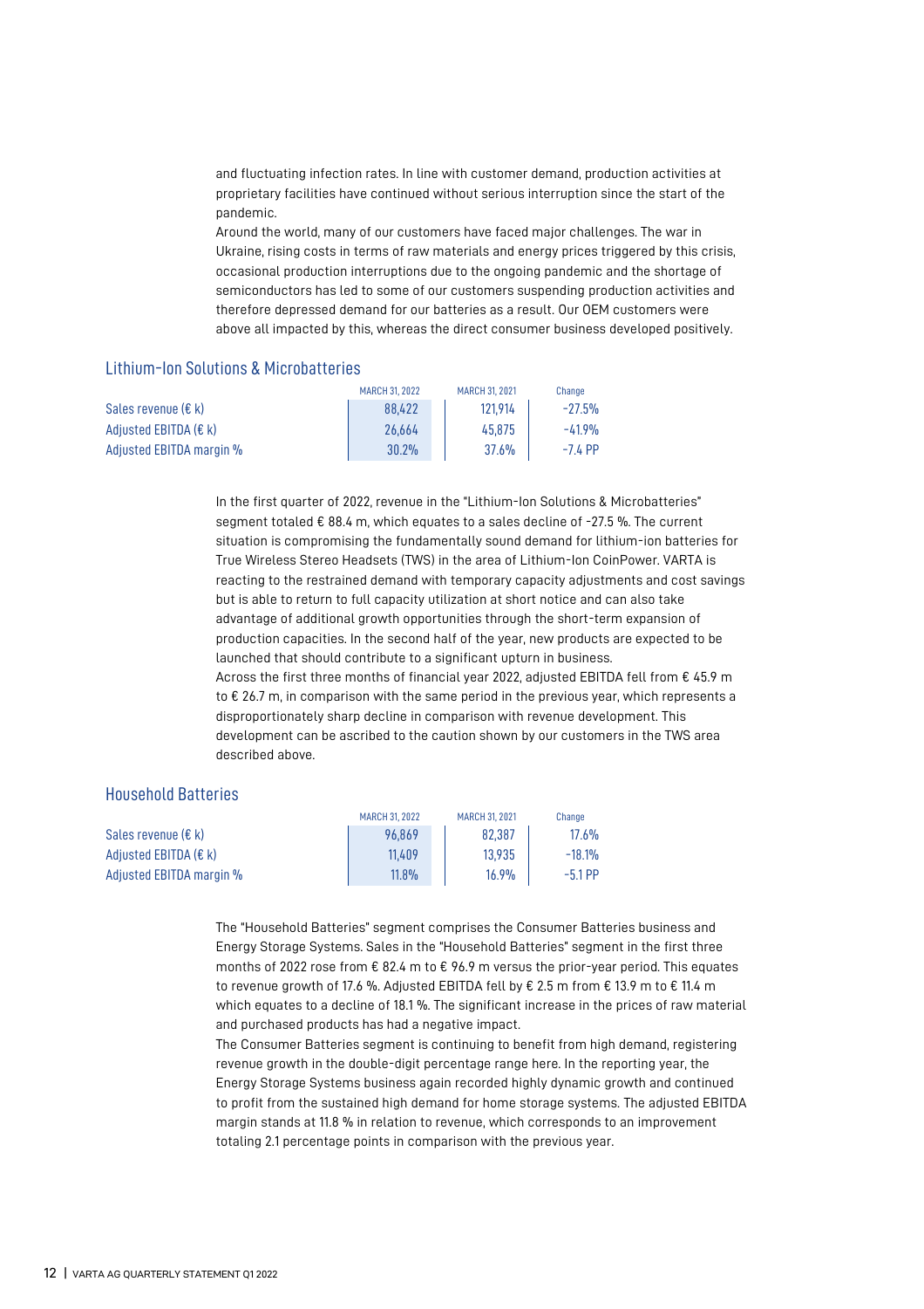and fluctuating infection rates. In line with customer demand, production activities at proprietary facilities have continued without serious interruption since the start of the pandemic.

Around the world, many of our customers have faced major challenges. The war in Ukraine, rising costs in terms of raw materials and energy prices triggered by this crisis, occasional production interruptions due to the ongoing pandemic and the shortage of semiconductors has led to some of our customers suspending production activities and therefore depressed demand for our batteries as a result. Our OEM customers were above all impacted by this, whereas the direct consumer business developed positively.

## Lithium-Ion Solutions & Microbatteries

| | MARCH 31, 2022 | MARCH 31, 2021 | Change |
|---|---|---|---|
| Sales revenue (€ k) | 88,422 | 121,914 | -27.5% |
| Adjusted EBITDA (€ k) | 26,664 | 45,875 | -41.9% |
| Adjusted EBITDA margin % | 30.2% | 37.6% | -7.4 PP |

In the first quarter of 2022, revenue in the "Lithium-Ion Solutions & Microbatteries" segment totaled € 88.4 m, which equates to a sales decline of -27.5 %. The current situation is compromising the fundamentally sound demand for lithium-ion batteries for True Wireless Stereo Headsets (TWS) in the area of Lithium-Ion CoinPower. VARTA is reacting to the restrained demand with temporary capacity adjustments and cost savings but is able to return to full capacity utilization at short notice and can also take advantage of additional growth opportunities through the short-term expansion of production capacities. In the second half of the year, new products are expected to be launched that should contribute to a significant upturn in business.

Across the first three months of financial year 2022, adjusted EBITDA fell from € 45.9 m to € 26.7 m, in comparison with the same period in the previous year, which represents a disproportionately sharp decline in comparison with revenue development. This development can be ascribed to the caution shown by our customers in the TWS area described above.

## Household Batteries

| | MARCH 31, 2022 | MARCH 31, 2021 | Change |
|---|---|---|---|
| Sales revenue (€ k) | 96,869 | 82,387 | 17.6% |
| Adjusted EBITDA (€ k) | 11,409 | 13,935 | -18.1% |
| Adjusted EBITDA margin % | 11.8% | 16.9% | -5.1 PP |

The "Household Batteries" segment comprises the Consumer Batteries business and Energy Storage Systems. Sales in the "Household Batteries" segment in the first three months of 2022 rose from € 82.4 m to € 96.9 m versus the prior-year period. This equates to revenue growth of 17.6 %. Adjusted EBITDA fell by € 2.5 m from € 13.9 m to € 11.4 m which equates to a decline of 18.1 %. The significant increase in the prices of raw material and purchased products has had a negative impact.

The Consumer Batteries segment is continuing to benefit from high demand, registering revenue growth in the double-digit percentage range here. In the reporting year, the Energy Storage Systems business again recorded highly dynamic growth and continued to profit from the sustained high demand for home storage systems. The adjusted EBITDA margin stands at 11.8 % in relation to revenue, which corresponds to an improvement totaling 2.1 percentage points in comparison with the previous year.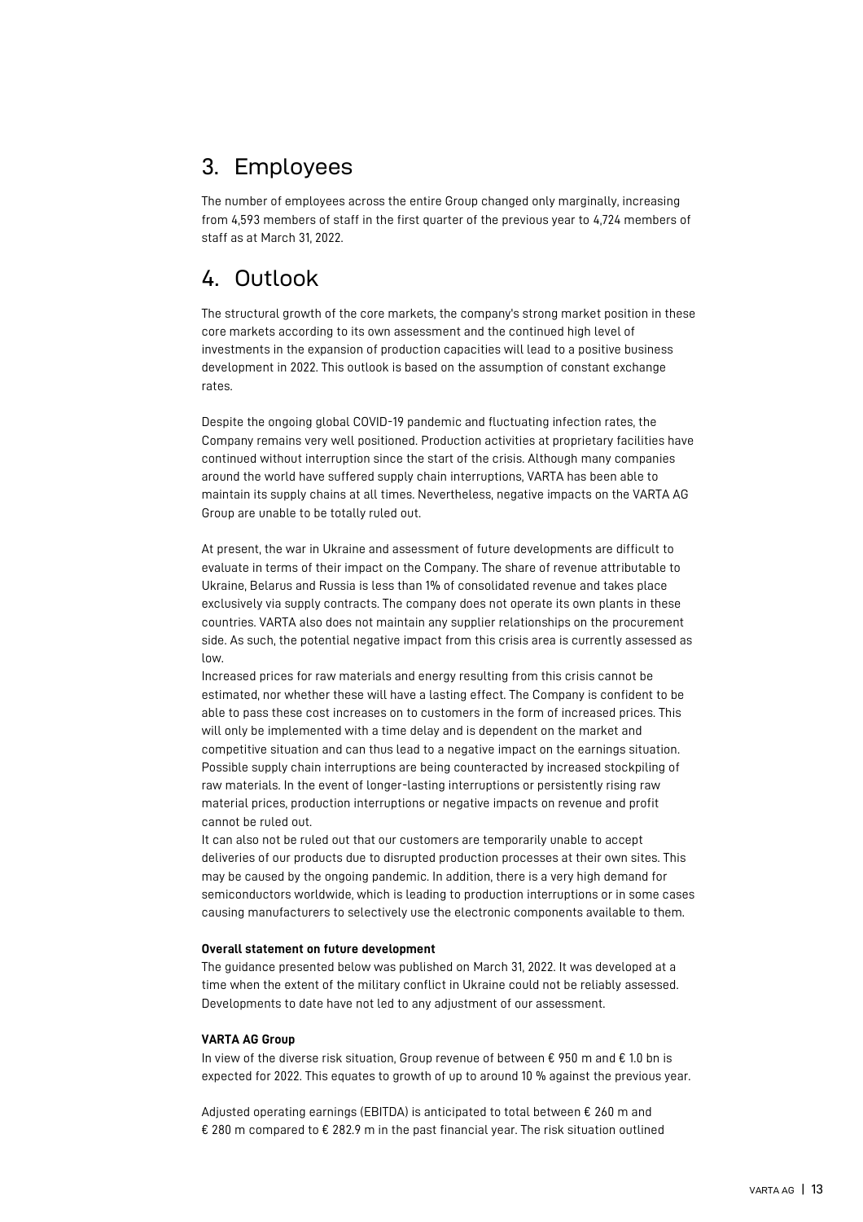## 3. Employees

The number of employees across the entire Group changed only marginally, increasing from 4,593 members of staff in the first quarter of the previous year to 4,724 members of staff as at March 31, 2022.

## 4. Outlook

The structural growth of the core markets, the company's strong market position in these core markets according to its own assessment and the continued high level of investments in the expansion of production capacities will lead to a positive business development in 2022. This outlook is based on the assumption of constant exchange rates.

Despite the ongoing global COVID-19 pandemic and fluctuating infection rates, the Company remains very well positioned. Production activities at proprietary facilities have continued without interruption since the start of the crisis. Although many companies around the world have suffered supply chain interruptions, VARTA has been able to maintain its supply chains at all times. Nevertheless, negative impacts on the VARTA AG Group are unable to be totally ruled out.

At present, the war in Ukraine and assessment of future developments are difficult to evaluate in terms of their impact on the Company. The share of revenue attributable to Ukraine, Belarus and Russia is less than 1% of consolidated revenue and takes place exclusively via supply contracts. The company does not operate its own plants in these countries. VARTA also does not maintain any supplier relationships on the procurement side. As such, the potential negative impact from this crisis area is currently assessed as low.

Increased prices for raw materials and energy resulting from this crisis cannot be estimated, nor whether these will have a lasting effect. The Company is confident to be able to pass these cost increases on to customers in the form of increased prices. This will only be implemented with a time delay and is dependent on the market and competitive situation and can thus lead to a negative impact on the earnings situation. Possible supply chain interruptions are being counteracted by increased stockpiling of raw materials. In the event of longer-lasting interruptions or persistently rising raw material prices, production interruptions or negative impacts on revenue and profit cannot be ruled out.

It can also not be ruled out that our customers are temporarily unable to accept deliveries of our products due to disrupted production processes at their own sites. This may be caused by the ongoing pandemic. In addition, there is a very high demand for semiconductors worldwide, which is leading to production interruptions or in some cases causing manufacturers to selectively use the electronic components available to them.

**Overall statement on future development**

The guidance presented below was published on March 31, 2022. It was developed at a time when the extent of the military conflict in Ukraine could not be reliably assessed. Developments to date have not led to any adjustment of our assessment.

**VARTA AG Group**

In view of the diverse risk situation, Group revenue of between € 950 m and € 1.0 bn is expected for 2022. This equates to growth of up to around 10 % against the previous year.

Adjusted operating earnings (EBITDA) is anticipated to total between € 260 m and € 280 m compared to € 282.9 m in the past financial year. The risk situation outlined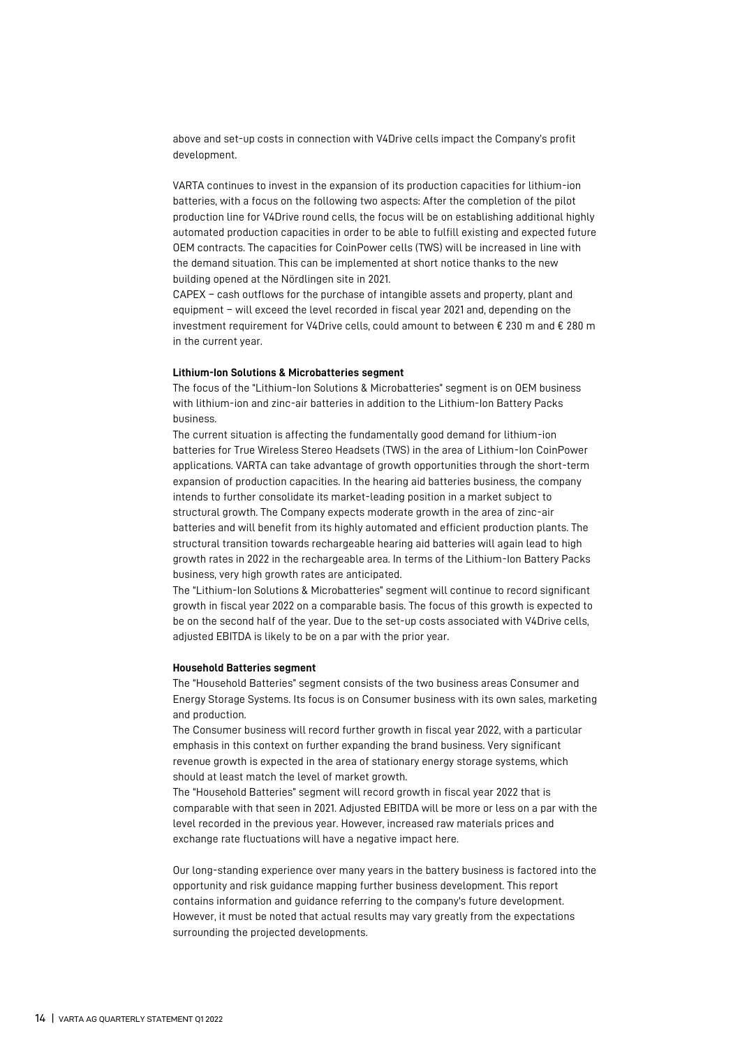above and set-up costs in connection with V4Drive cells impact the Company's profit development.

VARTA continues to invest in the expansion of its production capacities for lithium-ion batteries, with a focus on the following two aspects: After the completion of the pilot production line for V4Drive round cells, the focus will be on establishing additional highly automated production capacities in order to be able to fulfill existing and expected future OEM contracts. The capacities for CoinPower cells (TWS) will be increased in line with the demand situation. This can be implemented at short notice thanks to the new building opened at the Nördlingen site in 2021.
CAPEX – cash outflows for the purchase of intangible assets and property, plant and equipment – will exceed the level recorded in fiscal year 2021 and, depending on the investment requirement for V4Drive cells, could amount to between € 230 m and € 280 m in the current year.

**Lithium-Ion Solutions & Microbatteries segment**
The focus of the "Lithium-Ion Solutions & Microbatteries" segment is on OEM business with lithium-ion and zinc-air batteries in addition to the Lithium-Ion Battery Packs business.
The current situation is affecting the fundamentally good demand for lithium-ion batteries for True Wireless Stereo Headsets (TWS) in the area of Lithium-Ion CoinPower applications. VARTA can take advantage of growth opportunities through the short-term expansion of production capacities. In the hearing aid batteries business, the company intends to further consolidate its market-leading position in a market subject to structural growth. The Company expects moderate growth in the area of zinc-air batteries and will benefit from its highly automated and efficient production plants. The structural transition towards rechargeable hearing aid batteries will again lead to high growth rates in 2022 in the rechargeable area. In terms of the Lithium-Ion Battery Packs business, very high growth rates are anticipated.
The "Lithium-Ion Solutions & Microbatteries" segment will continue to record significant growth in fiscal year 2022 on a comparable basis. The focus of this growth is expected to be on the second half of the year. Due to the set-up costs associated with V4Drive cells, adjusted EBITDA is likely to be on a par with the prior year.

**Household Batteries segment**
The "Household Batteries" segment consists of the two business areas Consumer and Energy Storage Systems. Its focus is on Consumer business with its own sales, marketing and production.
The Consumer business will record further growth in fiscal year 2022, with a particular emphasis in this context on further expanding the brand business. Very significant revenue growth is expected in the area of stationary energy storage systems, which should at least match the level of market growth.
The "Household Batteries" segment will record growth in fiscal year 2022 that is comparable with that seen in 2021. Adjusted EBITDA will be more or less on a par with the level recorded in the previous year. However, increased raw materials prices and exchange rate fluctuations will have a negative impact here.

Our long-standing experience over many years in the battery business is factored into the opportunity and risk guidance mapping further business development. This report contains information and guidance referring to the company's future development. However, it must be noted that actual results may vary greatly from the expectations surrounding the projected developments.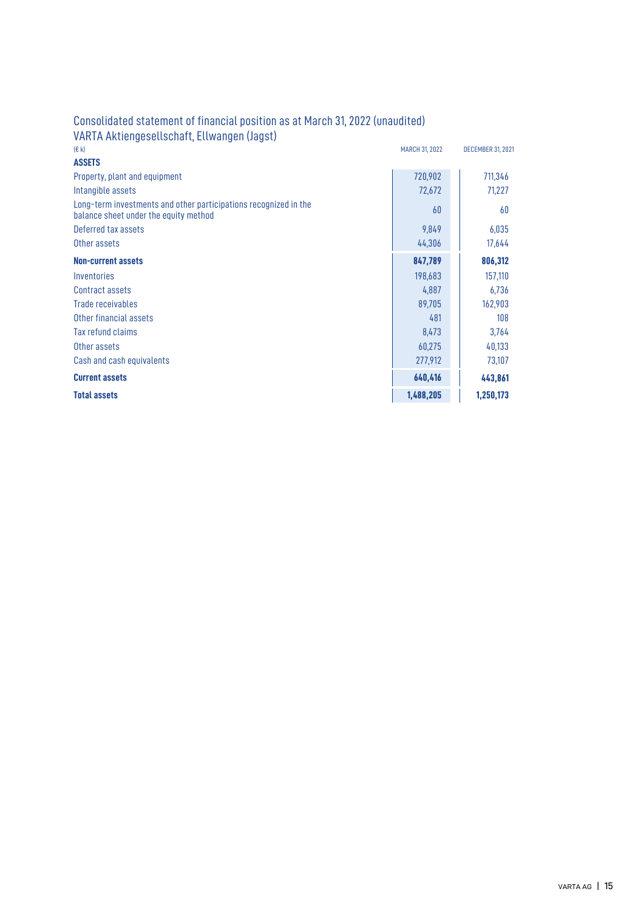# Consolidated statement of financial position as at March 31, 2022 (unaudited)

## VARTA Aktiengesellschaft, Ellwangen (Jagst)

| (€ k) | MARCH 31, 2022 | DECEMBER 31, 2021 |
|---|---|---|
| **ASSETS** | | |
| Property, plant and equipment | 720,902 | 711,346 |
| Intangible assets | 72,672 | 71,227 |
| Long-term investments and other participations recognized in the balance sheet under the equity method | 60 | 60 |
| Deferred tax assets | 9,849 | 6,035 |
| Other assets | 44,306 | 17,644 |
| **Non-current assets** | **847,789** | **806,312** |
| Inventories | 198,683 | 157,110 |
| Contract assets | 4,887 | 6,736 |
| Trade receivables | 89,705 | 162,903 |
| Other financial assets | 481 | 108 |
| Tax refund claims | 8,473 | 3,764 |
| Other assets | 60,275 | 40,133 |
| Cash and cash equivalents | 277,912 | 73,107 |
| **Current assets** | **640,416** | **443,861** |
| **Total assets** | **1,488,205** | **1,250,173** |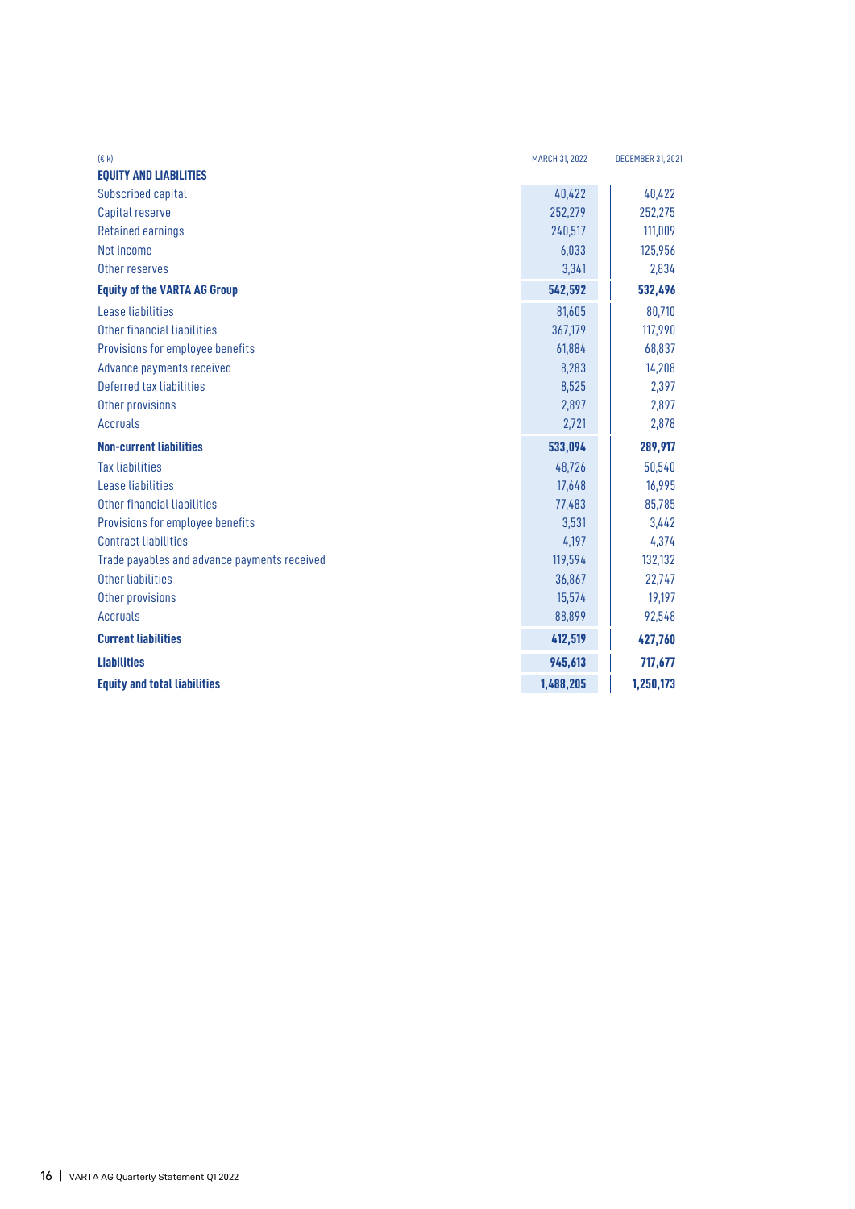| (€ k) | MARCH 31, 2022 | DECEMBER 31, 2021 |
|---|---|---|
| **EQUITY AND LIABILITIES** | | |
| Subscribed capital | 40,422 | 40,422 |
| Capital reserve | 252,279 | 252,275 |
| Retained earnings | 240,517 | 111,009 |
| Net income | 6,033 | 125,956 |
| Other reserves | 3,341 | 2,834 |
| **Equity of the VARTA AG Group** | **542,592** | **532,496** |
| Lease liabilities | 81,605 | 80,710 |
| Other financial liabilities | 367,179 | 117,990 |
| Provisions for employee benefits | 61,884 | 68,837 |
| Advance payments received | 8,283 | 14,208 |
| Deferred tax liabilities | 8,525 | 2,397 |
| Other provisions | 2,897 | 2,897 |
| Accruals | 2,721 | 2,878 |
| **Non-current liabilities** | **533,094** | **289,917** |
| Tax liabilities | 48,726 | 50,540 |
| Lease liabilities | 17,648 | 16,995 |
| Other financial liabilities | 77,483 | 85,785 |
| Provisions for employee benefits | 3,531 | 3,442 |
| Contract liabilities | 4,197 | 4,374 |
| Trade payables and advance payments received | 119,594 | 132,132 |
| Other liabilities | 36,867 | 22,747 |
| Other provisions | 15,574 | 19,197 |
| Accruals | 88,899 | 92,548 |
| **Current liabilities** | **412,519** | **427,760** |
| **Liabilities** | **945,613** | **717,677** |
| **Equity and total liabilities** | **1,488,205** | **1,250,173** |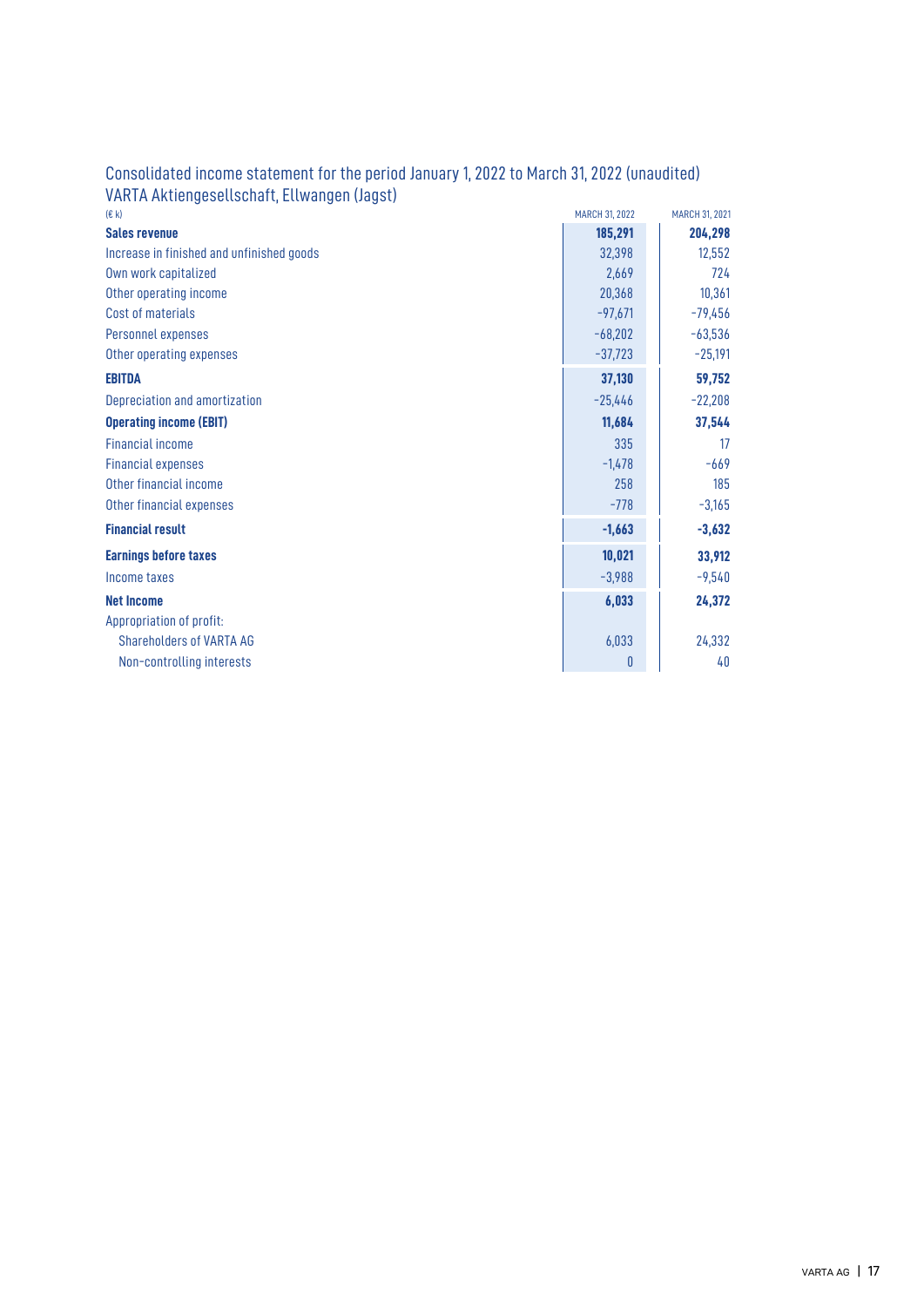## Consolidated income statement for the period January 1, 2022 to March 31, 2022 (unaudited)

VARTA Aktiengesellschaft, Ellwangen (Jagst)

| (€ k) | MARCH 31, 2022 | MARCH 31, 2021 |
|---|---|---|
| **Sales revenue** | **185,291** | **204,298** |
| Increase in finished and unfinished goods | 32,398 | 12,552 |
| Own work capitalized | 2,669 | 724 |
| Other operating income | 20,368 | 10,361 |
| Cost of materials | -97,671 | -79,456 |
| Personnel expenses | -68,202 | -63,536 |
| Other operating expenses | -37,723 | -25,191 |
| **EBITDA** | **37,130** | **59,752** |
| Depreciation and amortization | -25,446 | -22,208 |
| **Operating income (EBIT)** | **11,684** | **37,544** |
| Financial income | 335 | 17 |
| Financial expenses | -1,478 | -669 |
| Other financial income | 258 | 185 |
| Other financial expenses | -778 | -3,165 |
| **Financial result** | **-1,663** | **-3,632** |
| **Earnings before taxes** | **10,021** | **33,912** |
| Income taxes | -3,988 | -9,540 |
| **Net Income** | **6,033** | **24,372** |
| Appropriation of profit: | | |
| Shareholders of VARTA AG | 6,033 | 24,332 |
| Non-controlling interests | 0 | 40 |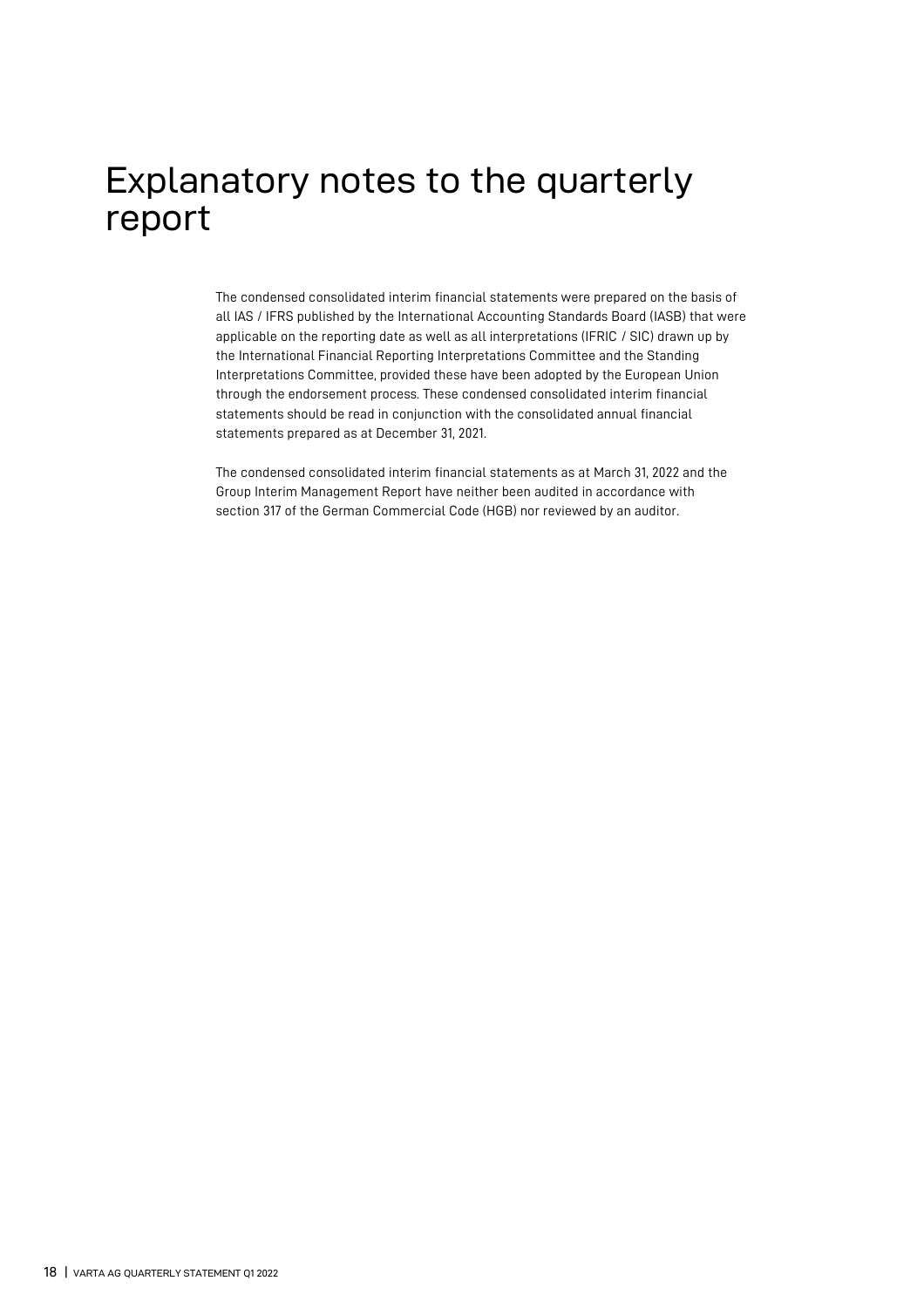# Explanatory notes to the quarterly report

The condensed consolidated interim financial statements were prepared on the basis of all IAS / IFRS published by the International Accounting Standards Board (IASB) that were applicable on the reporting date as well as all interpretations (IFRIC / SIC) drawn up by the International Financial Reporting Interpretations Committee and the Standing Interpretations Committee, provided these have been adopted by the European Union through the endorsement process. These condensed consolidated interim financial statements should be read in conjunction with the consolidated annual financial statements prepared as at December 31, 2021.

The condensed consolidated interim financial statements as at March 31, 2022 and the Group Interim Management Report have neither been audited in accordance with section 317 of the German Commercial Code (HGB) nor reviewed by an auditor.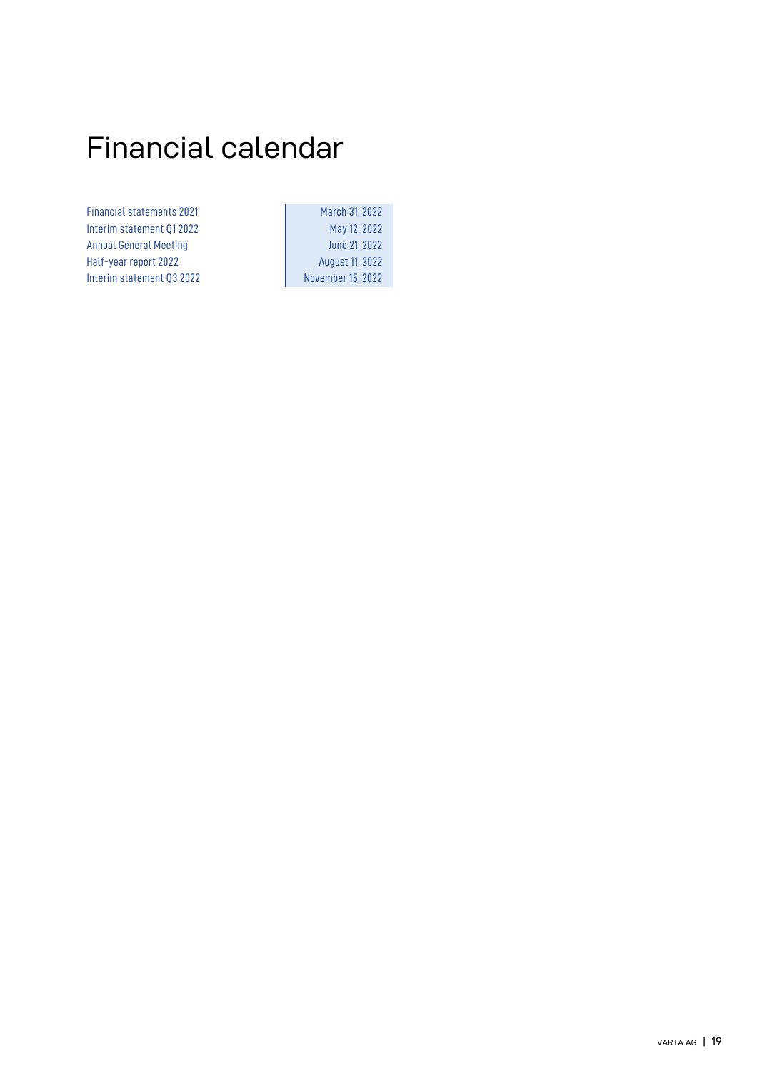# Financial calendar

| | |
|---|---|
| Financial statements 2021 | March 31, 2022 |
| Interim statement Q1 2022 | May 12, 2022 |
| Annual General Meeting | June 21, 2022 |
| Half-year report 2022 | August 11, 2022 |
| Interim statement Q3 2022 | November 15, 2022 |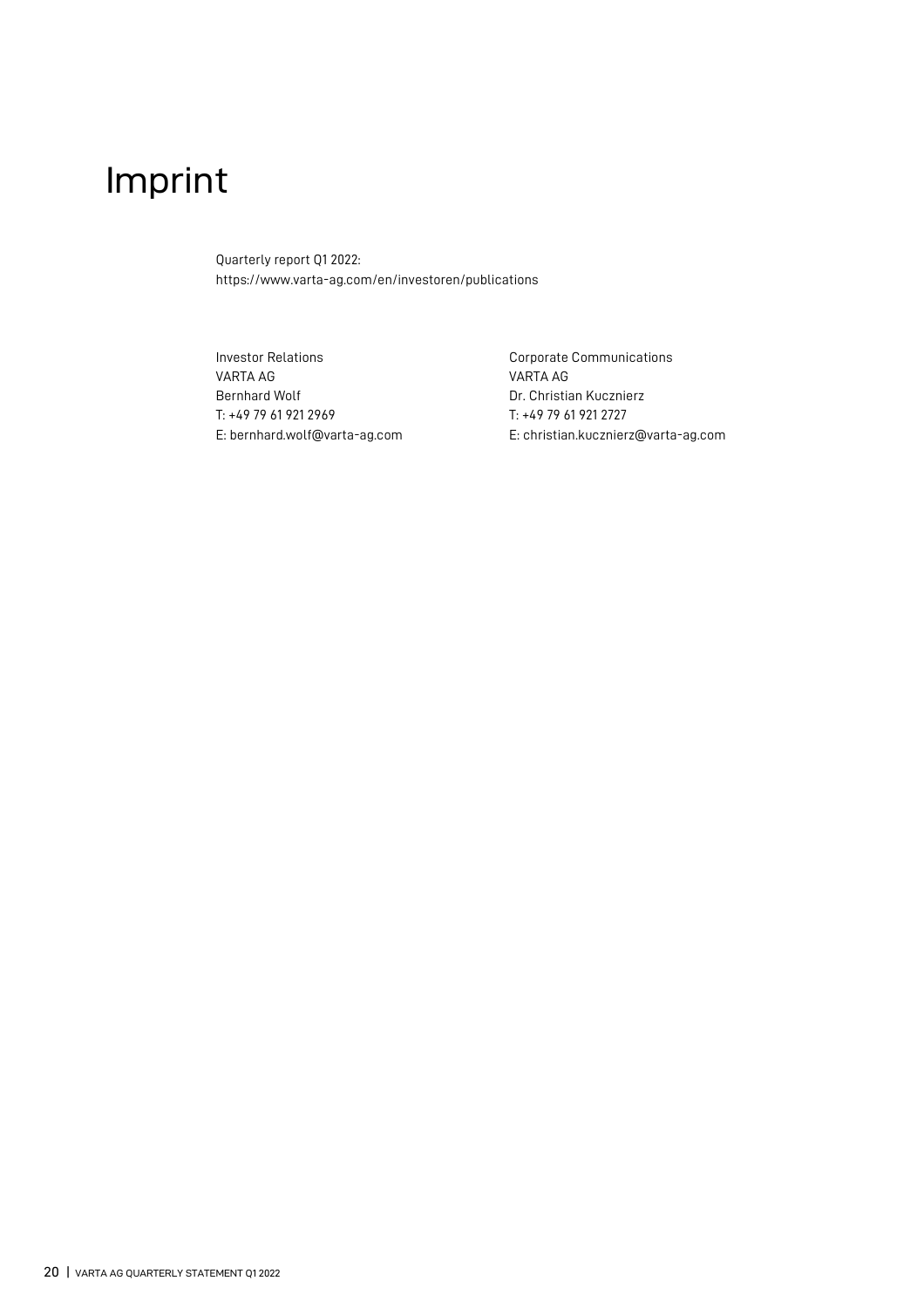# Imprint

Quarterly report Q1 2022:
https://www.varta-ag.com/en/investoren/publications

Investor Relations
VARTA AG
Bernhard Wolf
T: +49 79 61 921 2969
E: bernhard.wolf@varta-ag.com

Corporate Communications
VARTA AG
Dr. Christian Kucznierz
T: +49 79 61 921 2727
E: christian.kucznierz@varta-ag.com